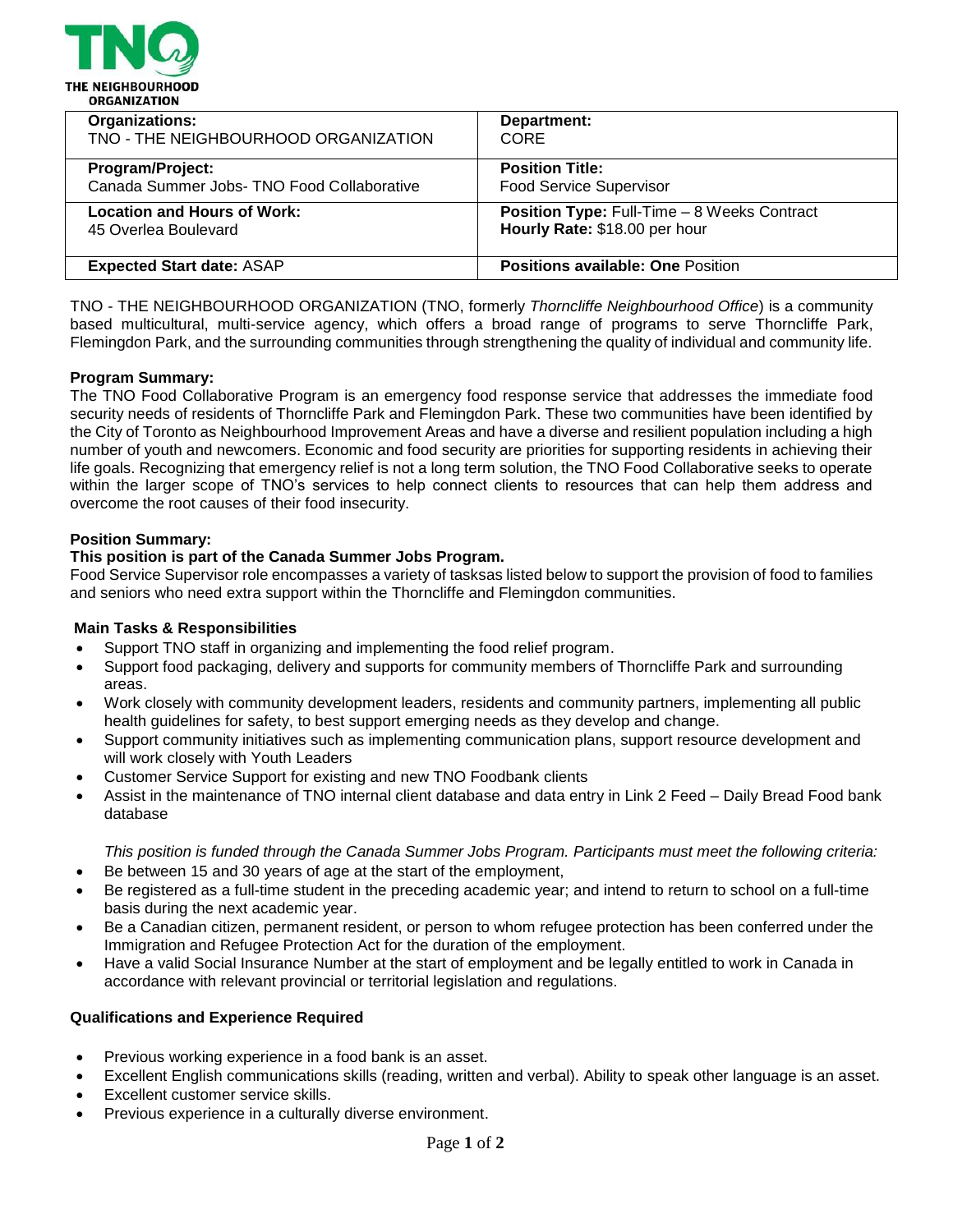THE NEIGHBOURHOOD ORGANIZATION

| **Organizations:** TNO - THE NEIGHBOURHOOD ORGANIZATION | **Department:** CORE |
| --- | --- |
| **Program/Project:** Canada Summer Jobs- TNO Food Collaborative | **Position Title:** Food Service Supervisor |
| **Location and Hours of Work:** 45 Overlea Boulevard | **Position Type:** Full-Time – 8 Weeks Contract **Hourly Rate:** $18.00 per hour |
| **Expected Start date:** ASAP | **Positions available: One** Position |

TNO - THE NEIGHBOURHOOD ORGANIZATION (TNO, formerly *Thorncliffe Neighbourhood Office*) is a community based multicultural, multi-service agency, which offers a broad range of programs to serve Thorncliffe Park, Flemingdon Park, and the surrounding communities through strengthening the quality of individual and community life.

**Program Summary:**

The TNO Food Collaborative Program is an emergency food response service that addresses the immediate food security needs of residents of Thorncliffe Park and Flemingdon Park. These two communities have been identified by the City of Toronto as Neighbourhood Improvement Areas and have a diverse and resilient population including a high number of youth and newcomers. Economic and food security are priorities for supporting residents in achieving their life goals. Recognizing that emergency relief is not a long term solution, the TNO Food Collaborative seeks to operate within the larger scope of TNO's services to help connect clients to resources that can help them address and overcome the root causes of their food insecurity.

**Position Summary:**

**This position is part of the Canada Summer Jobs Program.**

Food Service Supervisor role encompasses a variety of tasksas listed below to support the provision of food to families and seniors who need extra support within the Thorncliffe and Flemingdon communities.

**Main Tasks & Responsibilities**

- Support TNO staff in organizing and implementing the food relief program.
- Support food packaging, delivery and supports for community members of Thorncliffe Park and surrounding areas.
- Work closely with community development leaders, residents and community partners, implementing all public health guidelines for safety, to best support emerging needs as they develop and change.
- Support community initiatives such as implementing communication plans, support resource development and will work closely with Youth Leaders
- Customer Service Support for existing and new TNO Foodbank clients
- Assist in the maintenance of TNO internal client database and data entry in Link 2 Feed – Daily Bread Food bank database

*This position is funded through the Canada Summer Jobs Program. Participants must meet the following criteria:*

- Be between 15 and 30 years of age at the start of the employment,
- Be registered as a full-time student in the preceding academic year; and intend to return to school on a full-time basis during the next academic year.
- Be a Canadian citizen, permanent resident, or person to whom refugee protection has been conferred under the Immigration and Refugee Protection Act for the duration of the employment.
- Have a valid Social Insurance Number at the start of employment and be legally entitled to work in Canada in accordance with relevant provincial or territorial legislation and regulations.

**Qualifications and Experience Required**

- Previous working experience in a food bank is an asset.
- Excellent English communications skills (reading, written and verbal). Ability to speak other language is an asset.
- Excellent customer service skills.
- Previous experience in a culturally diverse environment.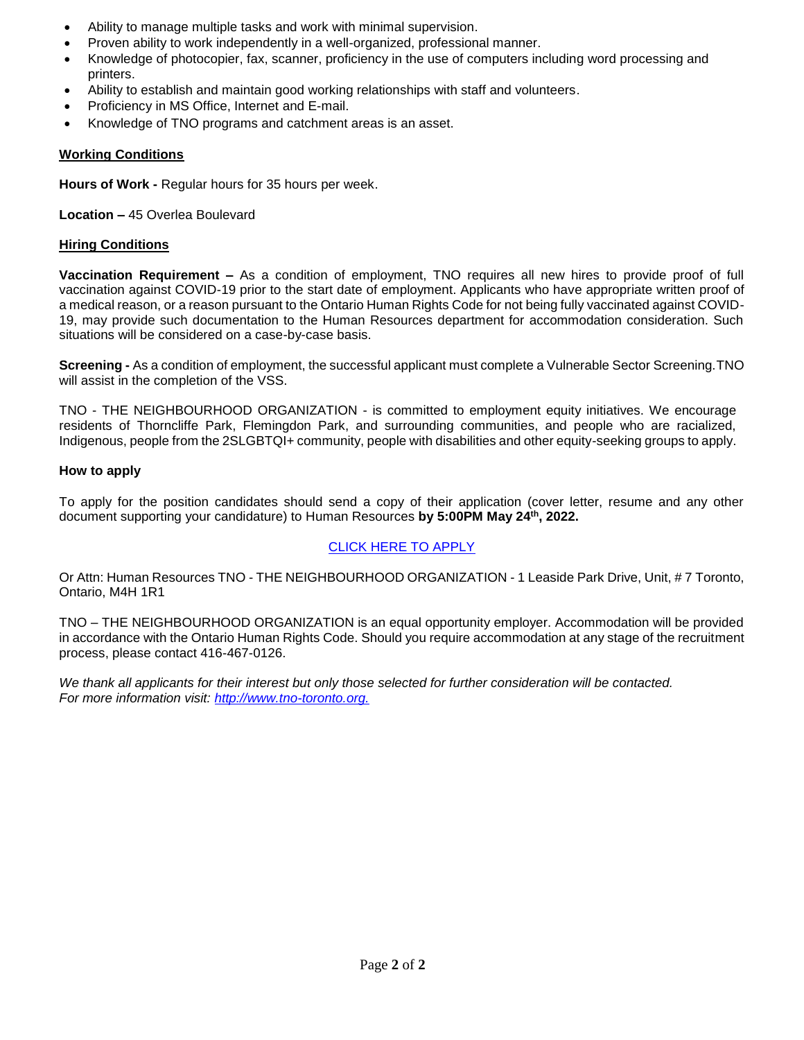- Ability to manage multiple tasks and work with minimal supervision.
- Proven ability to work independently in a well-organized, professional manner.
- Knowledge of photocopier, fax, scanner, proficiency in the use of computers including word processing and printers.
- Ability to establish and maintain good working relationships with staff and volunteers.
- Proficiency in MS Office, Internet and E-mail.
- Knowledge of TNO programs and catchment areas is an asset.

## Working Conditions

**Hours of Work -** Regular hours for 35 hours per week.

**Location –** 45 Overlea Boulevard

## Hiring Conditions

**Vaccination Requirement –** As a condition of employment, TNO requires all new hires to provide proof of full vaccination against COVID-19 prior to the start date of employment. Applicants who have appropriate written proof of a medical reason, or a reason pursuant to the Ontario Human Rights Code for not being fully vaccinated against COVID-19, may provide such documentation to the Human Resources department for accommodation consideration. Such situations will be considered on a case-by-case basis.

**Screening -** As a condition of employment, the successful applicant must complete a Vulnerable Sector Screening.TNO will assist in the completion of the VSS.

TNO - THE NEIGHBOURHOOD ORGANIZATION - is committed to employment equity initiatives. We encourage residents of Thorncliffe Park, Flemingdon Park, and surrounding communities, and people who are racialized, Indigenous, people from the 2SLGBTQI+ community, people with disabilities and other equity-seeking groups to apply.

**How to apply**

To apply for the position candidates should send a copy of their application (cover letter, resume and any other document supporting your candidature) to Human Resources **by 5:00PM May 24th, 2022.**

CLICK HERE TO APPLY

Or Attn: Human Resources TNO - THE NEIGHBOURHOOD ORGANIZATION - 1 Leaside Park Drive, Unit, # 7 Toronto, Ontario, M4H 1R1

TNO – THE NEIGHBOURHOOD ORGANIZATION is an equal opportunity employer. Accommodation will be provided in accordance with the Ontario Human Rights Code. Should you require accommodation at any stage of the recruitment process, please contact 416-467-0126.

*We thank all applicants for their interest but only those selected for further consideration will be contacted.*
*For more information visit: http://www.tno-toronto.org.*